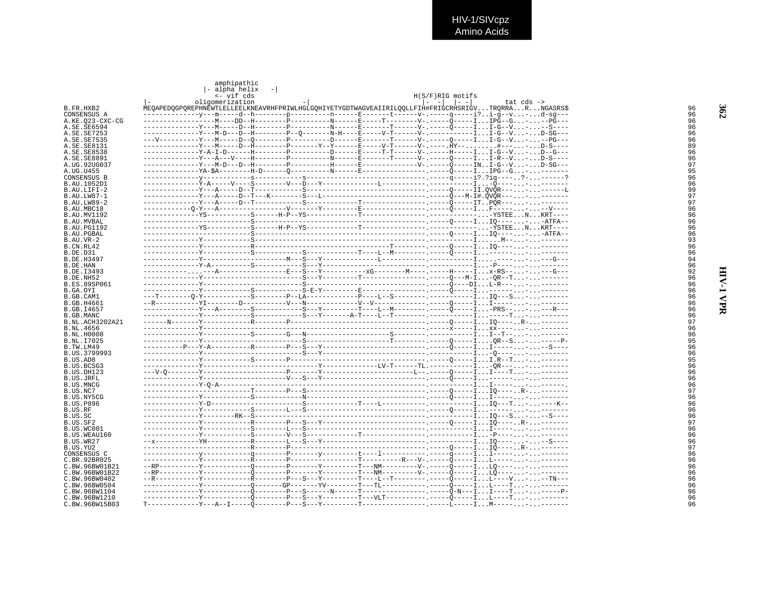HIV-1/SIVcpz
Amino Acids

```
                         amphipathic
                    |- alpha helix   -|
                         <- vif cds                               H(S/F)RIG motifs
                 |-           oligomerization              -|                       |-  -|  |- -|       tat cds ->
B.FR.HXB2        MEQAPEDQGPQREPHNEWTLELLEELKNEAVRHFPRIWLHGLGQHIYETYGDTWAGVEAIIRILQQLLFIH#FRIGCRHSRIGV...TRQRRA...R...NGASRS$   96
CONSENSUS A      -------------y---m-----d--h--------p----------n------E-------t------v-.-----q-----i?..i-g--v...-...d-sg---   96
A.KE.Q23-CXC-CG  --------------Y---M----DD--H--------P----------N------E-----T-------V-.-----Q-----I...IPG--G...-...--PG---   96
A.SE.SE6594      --------------Y---M-----D--H--------P----------N------E-------T------V-.-----Q-----I...I-G--V...-...--S----   96
A.SE.SE7253      --------------Y---M-D---D--H--------P--Q-------N-H----E-----V-T------V-.-----------I...I-G--V...-...D-SG---   96
A.SE.SE7535      ---V----------Y---M-----D--Q--------P----------D------E-------T------V-.-----Q-----I...I-G--V...-...--PG---   96
A.SE.SE8131      --------------Y---M-----D--H--------P-------Y--Y------E-----V-T------V-.-----HY-.........#----.-...D-S----   89
A.SE.SE8538      --------------Y-A-I-D------H--------P----------D------E-----T-T------V-.-----H-----I...I-G--V...-...D--G---   96
A.SE.SE8891      --------------Y---A---V----H--------P----------N------E-------T------V-.-----Q-----I...I-R--V...-...D-S----   96
A.UG.92UG037     --------------Y---M-D---D--H--------P----------H------E--------------V-.-----Q-----IN..I-G--V...-...D-SG---   97
A.UG.U455        -------------YA-$A--------H-D-------Q----------N------E----------------.-----Q-----I...IPG--G...-...------   95
CONSENSUS B      --------------y------------s------------s-----------------------------.-----q-----i?.?iq----.?-...-----?   96
B.AU.1052D1      --------------Y-A-----V----S--------V---D---Y-------------L-------------.-----------I...-Q----...-...------   96
B.AU.LIFI-2      --------------Y---A-----D--T------------S------------------------------.-----Q-----II.QVQR---...-...-----L   99
B.AU.LW87-1      --------------Y---A-----D--T---K--------S---L-----------------------------.-----Q---M-I#.QVQR---...-...------   97
B.AU.LW89-2      --------------Y---A-----D--T------------S-------------T----------------.-----Q-----IT..PQR---...-...------   97
B.AU.MBC18       ------------Q-Y---A-----------------V-------Y---------E----------------.-----Q-----I...F-------.-...--V---   96
B.AU.MV1192      --------------YS-----------S-------H-P--YS------------T---------------------.-------..-YSTEE...N...KRT---   96
B.AU.MVBAL       ---------------------------S-------------------------------------------.-----Q-----I...IQ-----..-...-ATFA--   96
B.AU.PG1192      --------------YS-----------S-------H-P--YS------------T---------------------.-------..-YSTEE...N...KRT---   96
B.AU.PGBAL       ---------------------------S-------------------------------------------.-----Q-----I...IQ-----..-...-ATFA--   96
B.AU.VR-2        --------------Y------------S-------------------------------------------.-----------I......M-...-...------   93
B.CN.RL42        --------------Y------------R------------------------------T-------------.-----Q-----I...IQ----...-...------   96
B.DE.D31         --------------Y------------S-------------S---------T----L--M----------.-----Q-----I...-------...-...------   96
B.DE.H3497       --------------Y----------------------M---S---Y-------------L------------.-----------I.....-----...-...---G---   94
B.DE.HAN         --------------Y-A----------S-------------S---Y--------------------------.-----------I...-P----...-...------   96
B.DE.I3493       -----------...----A------------------E---S---Y-------------xG---------M----.-----H-----I...x-RS--...-...---G---   92
B.DE.NH52        --------------Y--------------------------S---Y--------------------------.-----Q---M-I...-QR--T...-...------   96
B.ES.89SP061     --------------Y--------------------------S------------------------------.-----Q----DI...L-R----...-...------   96
B.GA.OYI         --------------Y------------S------------S-E-Y---------E----------------.-----Q-----I...-------...-...------   96
B.GB.CAM1        ---T--------Q-Y------------S----------P--LA------------P----L--S--------.-----------I...IQ---S...-...------   96
B.GB.H4661       --R-----------YI-------D-------------V---N------------V--V--------------.-----Q-----I...I-----...-...------   96
B.GB.I4657       --------------Y---A--------S-------------S---Y---------T----L--M--------.-----Q-----I...-PRS--...-...---R---   96
B.GB.MANC        --------------Y------------S-------------S---Y-------A-T----L--T--------.-----------I...-----T...-...------   96
B.NL.ACH3202A21  ------N-------Y------------R--------P-----------------------------------.-----Q-----I...IQ----..R-...------   97
B.NL.4656        --------------Y-----------------------------------------------------.-----x-----I...xx-----...-...------   96
B.NL.H0008       --------------Y------------S--------G---N--------------------S----------.-----------I...I--T-...-...------   96
B.NL.I7025       --------------Y--------------------------S------------------T-----------.-----Q-----I....QR--S...-...-----P-   95
B.TW.LM49        ----------P---Y-A----------R--------P---S---Y---------------------------.-----Q-----I...I-----...-...--S----   96
B.US.3799993     --------------Y--------------------------S---Y--------------------------.-----------I...-Q----...-...------   96
B.US.AD8         --------------Y------------S--------P-----------------------------------.-----Q-----I...I.R--T...-...------   95
B.US.BCSG3       --------------Y----------------------------Y-------------LV-T------TL-.-----------I...-QR---...-...------   96
B.US.DH123       ---V-Q--------Y---------------------P-------Y---------------------L--.-----Q-----I...I----T...-...------   96
B.US.JRFL        --------------Y----------------------V---S---Y--------------------------.-----Q-----I...------...-...------   96
B.US.MNCG        --------------Y-Q-A-----------------------------------------------------.-----------I...I------...-...------.   96
B.US.NC7         ---------------------------T--------P---S-------------------------------.-----Q-----I...IQ----..R-...------   97
B.US.NY5CG       --------------Y------------S-------------N------------------------------.-----Q-----I...I-----...-...------   96
B.US.P896        --------------Y-D----------------------S-------------T----L-------------.-----------I...IQ---T...-...-----K--   96
B.US.RF          --------------Y------------S--------L---S-------------------------------.-----Q-----I...--------...-...------   96
B.US.SC          --------------Y--------RK--S--------------------------------------------.-----------I...IQ---S...-...--S----   96
B.US.SF2         --------------Y------------R--------P---S---Y---------------------------.-----Q-----I...IQ----..R-...------   97
B.US.WC001       --------------Y------------S--------L---S-------------------------------.-----------I...I-----...-...------   96
B.US.WEAU160     --------------Y------------S--------V---S-------------T-----------------.-----------I...-P----...-...------   96
B.US.WR27        --x-----------YH-----------R--------L---S---Y---------------------------.-----------I...IQ----...-...--S----   96
B.US.YU2         ---------------------------R--------P-----------------------------------.-----Q-----I...IQ----..R-...------   97
CONSENSUS C      --------------y------------q--------p-------y---------t----l------------.-----q-----I...l-----...-...------   96
C.BR.92BR025     --------------Y------------R--------P-----------------T---------R---V-.-----Q-----I...L-----...-...------   96
C.BW.96BW01B21   --RP----------Y------------Q--------P-------Y---------T---NM---------V-.-----Q-----I...LQ----...-...------   96
C.BW.96BW01B22   --RP----------Y------------Q--------P-------Y---------T---NM---------V-.-----Q-----I...LQ----...-...------   96
C.BW.96BW0402    --R-----------Y------------R--------P---S---Y---------T----L--T---------.-----Q-----I...L----V...-...--TN---   96
C.BW.96BW0504    --------------Y------------Q-------GP-------YV--------T---TL------------.-----Q-----I...L----T...-...------   96
C.BW.96BW1104    --------------Y------------Q--------P---S------N------T-----------------.-----Q-N---I...I----T...-...-----P-   96
C.BW.96BW1210    --------------Y------------Q--------P---S---Y---------T---VLT-----------.-----Q-----I...L----T...-...------   96
C.BW.96BW15B03   T-------------Y---A--I-----Q--------P---S---Y---------T-----------------.-----L-----I...M-----...-...------   96
```

HIV-1 VPR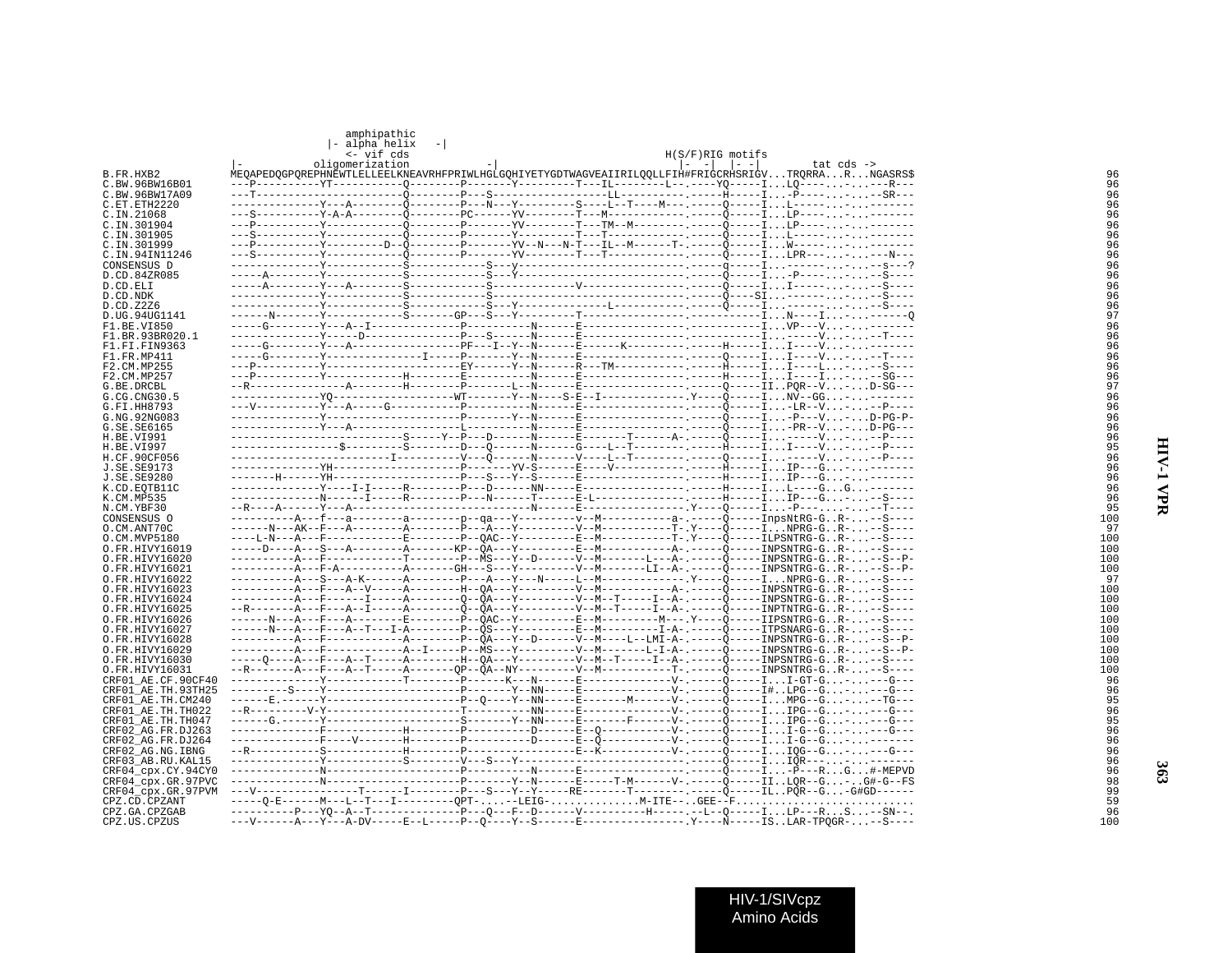```
                         amphipathic
                       |- alpha helix   -|
                          <- vif cds                              H(S/F)RIG motifs
                   |-          oligomerization             -|                      |-  -|  |- -|       tat cds ->
B.FR.HXB2          MEQAPEDQGPQREPHNEWTLELLEELKNEAVRHFPRIWLHGLGQHIYETYGDTWAGVEAIIRILQQLLFIH#FRIGCRHSRIGV...TRQRRA...R...NGASRS$     96
C.BW.96BW16B01     ---P-----------YT-----------Q--------P-------Y---------T---IL--------L--.----YQ-----I...LQ----...-...---R---    96
C.BW.96BW17A09     ---T------------------------Q--------P---S--------------------LL-----------.-----H-----I...-P----...-...--SR--    96
C.ET.ETH2220       -------------Y---A--------Q--------P---N---Y---------S----L--T----M---.-----Q-----I...L-----...-...-------    96
C.IN.21068         ---S----------Y-A-A--------Q--------PC-------YV--------T---M-----------.-----Q-----I...LP----...-...-------    96
C.IN.301904        ---P----------Y------------Q--------P-------YV--------T---TM--M--------.-----Q-----I...LP----...-...-------    96
C.IN.301905        ---S----------Y------------Q--------P-------Y---------T---T-----------.-----Q-----I...L-----...-...-------    96
C.IN.301999        ---P----------Y---------D--Q--------P-------YV--N---N-T---IL--M------T-.-----Q-----I...W-----...-...-------    96
C.IN.94IN11246     ---S----------Y------------Q--------P-------YV--------T---T-----------.-----Q-----I...LPR---...-...---N---    96
CONSENSUS D        --------------Y------------S------------S---y--------------------------.-----q-----I...------...-...--s---?    96
D.CD.84ZR085       -----A--------Y------------S------------S---Y--------------------------.-----Q-----I...-P----...-...--S----    96
D.CD.ELI           -----A--------Y---A--------S------------S--------------V---------------.-----Q-----I...I-----...-...--S----    96
D.CD.NDK           --------------Y------------S------------S------------------------------.-----Q----SI...------...-...--S----    96
D.CD.Z2Z6          --------------Y------------S------------S---Y-------------L-----------.-----Q-----I...------...-...--S----    96
D.UG.94UG1141      ------N-------Y------------S-------GP---S---Y---------T-----------------------------I...N----I...-...------Q    97
F1.BE.VI850        -----G--------Y---A--I-------------P------------N-----E---------------.-----------I...VP---V...-...-------    96
F1.BR.93BR020.1    --------------Y-----D--------------P---S------N-------E---------------.-----------I...-----V...-...--T----    96
F1.FI.FIN9363      -----G--------Y---A----------------PF--I--Y--N------E-------K---------.-----H-----I...I----V...-...-------    96
F1.FR.MP411        -----G--------Y-----------------I--------P-------Y--N-----E---------------.-----Q-----I...I----V...-...--T----    96
F2.CM.MP255        ---P----------Y--------------------EY------Y--N------R---TM------------.-----H-----I...I----L...-...--S----    96
F2.CM.MP257        ---P----------Y-----------H--------E-----------N-----E---------------.-----H-----I...I----I...-...--SG---    96
G.BE.DRCBL         --R---------------A--------H--------P-------L--N------E---------------.-----Q-----II..PQR--V...-...D-SG---    97
G.CG.CNG30.5       --------------YQ------------------WT-------Y--N----S-E--I-------------.Y----Q-----I...NV--GG...-...-------    96
G.FI.HH8793        ---V----------Y---A-----G----------P-----------N-----E---------------.-----Q-----I...-LR--V...-...--P----    96
G.NG.92NG083       --------------Y--------------------P-------Y--N------E---------------.-----Q-----I...-P---V...-...D-PG-P-    96
G.SE.SE6165        --------------Y---A----------------L-----------N-----E---------------.-----Q-----I...-PR--V...-...D-PG---    96
H.BE.VI991         ------------------------S--------Y---P---D-----N------E------T--------A-.-----Q-----I...-----V...-...--P----    96
H.BE.VI997         ----------------$--------S--------D---Q------N------G----L--T---------.-----H-----I...I----V...-...--P----    95
H.CF.90CF056       ---------------------------I--------V---Q------N-----V----L--T---------.-----Q-----I...-----V...-...--P----    96
J.SE.SE9173        --------------YH--------------------P-------YV-S------E----V----------.-----H-----I...IP---G...-...-------    96
J.SE.SE9280        -------H------YH--------------------P---S---Y--S------E---------------.-----H-----I...IP---G...-...-------    96
K.CD.EQTB11C       --------------Y----I-I-----R--------P---D------NN-----E---------------.-----H-----I...L----G...G...-------    96
K.CM.MP535         --------------N------I-----R--------P---N------T------E-L-------------.-----H-----I...IP---G...-...--S----    96
N.CM.YBF30         --R----A------Y---A--------------------------N------E---------------.Y----Q-----I...-P----...-...--T----    95
CONSENSUS O        ----------A---f---a--------a--------p--qa---Y---------v--M-----------a-.-----Q-----InpsNtRG-G..R-...--S----   100
O.CM.ANT70C        -----N---AK--F---A--------A--------P---A---Y---------V--M-----------T-.Y----Q-----I...NPRG-G..R-...--S----    97
O.CM.MVP5180       ----L-N---A---F-----------E--------P--QAC--Y---------E--M-----------T-.Y----Q-----ILPSNTRG-G..R-...--S----   100
O.FR.HIVY16019     -----D----A---S---A--------A-------KP--QA---Y---------E--M-----------A-.-----Q-----INPSNTRG-G..R-...--S----   100
O.FR.HIVY16020     ----------A---F-----------T--------P--MS---Y--D------V--M-------L---A-.-----Q-----INPSNTRG-G..R-...--S--P-   100
O.FR.HIVY16021     ----------A---F-A----------A-------GH---S---Y---------V--M---------LI--A-.-----Q-----INPSNTRG-G..R-...--S--P-   100
O.FR.HIVY16022     ----------A---S---A-K------A--------P---A---Y---N-----L--M--------------.Y----Q-----I...NPRG-G..R-...--S----    97
O.FR.HIVY16023     ----------A---F---A--V-----A--------H--QA---Y---------V--M-----------A-.-----Q-----INPSNTRG-G..R-...--S----   100
O.FR.HIVY16024     ----------A---F------I-----A--------Q--QA---Y---------V--M--T-----I--A-.-----Q-----INPSNTRG-G..R-...--S----   100
O.FR.HIVY16025     --R-------A---F---A--I-----A--------Q--QA---Y---------V--M--T-----I--A-.-----Q-----INPTNTRG-G..R-...--S----   100
O.FR.HIVY16026     ------N---A---F---A--------E--------P--QAC--Y---------E--M---------M---.Y----Q-----IIPSNTRG-G..R-...--S----   100
O.FR.HIVY16027     ------N---A---F---A--T---I-A--------P--QS---Y---------E--M----------I-A-.-----Q-----ITPSNARG-G..R-...--S----   100
O.FR.HIVY16028     ----------A---F------------A--------P--QA---Y--D------V--M----L--LMI-A-.-----Q-----INPSNTRG-G..R-...--S--P-   100
O.FR.HIVY16029     ----------A---F-----------A--I------P--MS---Y---------V--M---------L-I-A-.-----Q-----INPSNTRG-G..R-...--S--P-   100
O.FR.HIVY16030     -----Q----A---F---A--T-----A--------H--QA---Y---------V--M--T-----I--A-.-----Q-----INPSNTRG-G..R-...--S----   100
O.FR.HIVY16031     --R-------A---F---A--T-----A-------QP--QA--NY---------V--M-----------T-.-----Q-----INPSNTRG-G..R-...--S----   100
CRF01_AE.CF.90CF40 --------------Y------------T--------P-------K---N------E---------------V-.-----Q-----I...I-GT-G...-...---G---    96
CRF01_AE.TH.93TH25 -------S------Y--------------------P-------Y--NN-----E---------------V-.-----Q-----I#..LPG--G...-...---R---    96
CRF01_AE.TH.CM240  ------E.------Y--------------------P--Q----Y--NN-----E-------M------V-.-----Q-----I...MPG--G...-...--TG---    95
CRF01_AE.TH.TH022  --R---------V-Y--------------------T----------NN-----E---------------V-.-----Q-----I...IPG--G...-...---G---    96
CRF01_AE.TH.TH047  ------G.------Y--------------------S-------Y--NN-----E--------F------V-.-----Q-----I...IPG--G...-...---G---    95
CRF02_AG.FR.DJ263  --------------F------------H--------P----------D------E--Q------------V-.-----Q-----I...I-G--G...-...---G---    96
CRF02_AG.FR.DJ264  --------------F----V-------H--------P----------D------E--Q------------V-.-----Q-----I...I-G--G...-...-------    96
CRF02_AG.NG.IBNG   --R-----------S------------H--------P-----------------E--K------------V-.-----Q-----I...IQG--G...-...---G---    96
CRF03_AB.RU.KAL15  --------------Y------------S--------V---S---Y---------------------------.-----Q-----I...IQR-----...-...-------    96
CRF04_cpx.CY.94CY0 --------------N-----------------------P---------N------E---------------.-----Q-----I...-P---R...G...#-MEPVD    96
CRF04_cpx.GR.97PVC --------------N-----------------------P---------N------E-----T-M------V-.-----Q-----II..LQR--G...-..G#-G--FS    98
CRF04_cpx.GR.97PVM ---V---------------T------I--------P---S---Y--Y-----RE-------T---------------Q-----IL..PQR--G...G#GD------    99
CPZ.CD.CPZANT      -----Q-E------M---L--T---I---------QPT-......-LEIG-.............M-ITE--..GEE--F...........................    59
CPZ.GA.CPZGAB      ----------P---YQ--A--T----------------P---Q---F--D------V----------H-----.--L--Q-----I...LP---R...S...--SN--.    96
CPZ.US.CPZUS       ---V------A---Y---A-DV------E--L------P--Q----Y--S------E----------------.Y----N-----IS..LAR-TPQGR-...--S----   100
```

HIV-1 VPR

HIV-1/SIVcpz
Amino Acids